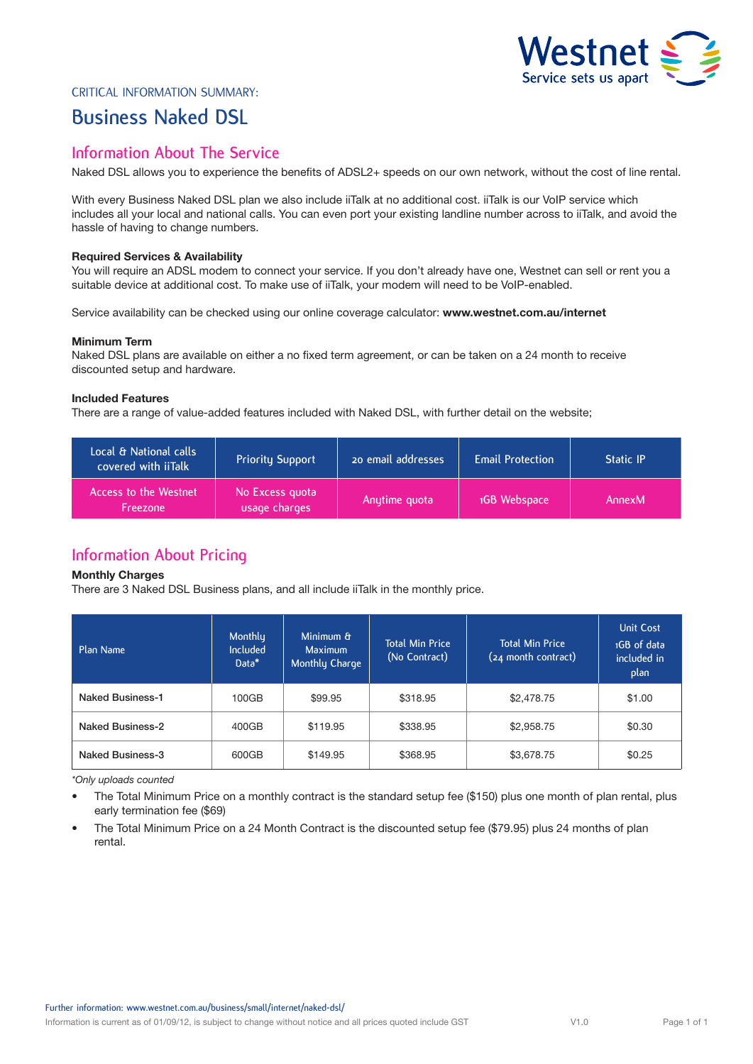CRITICAL INFORMATION SUMMARY:

# Business Naked DSL

## Information About The Service

Naked DSL allows you to experience the benefits of ADSL2+ speeds on our own network, without the cost of line rental.

With every Business Naked DSL plan we also include iiTalk at no additional cost. iiTalk is our VoIP service which includes all your local and national calls. You can even port your existing landline number across to iiTalk, and avoid the hassle of having to change numbers.

**Required Services & Availability**

You will require an ADSL modem to connect your service. If you don't already have one, Westnet can sell or rent you a suitable device at additional cost. To make use of iiTalk, your modem will need to be VoIP-enabled.

Service availability can be checked using our online coverage calculator: **www.westnet.com.au/internet**

**Minimum Term**

Naked DSL plans are available on either a no fixed term agreement, or can be taken on a 24 month to receive discounted setup and hardware.

**Included Features**

There are a range of value-added features included with Naked DSL, with further detail on the website;

| Local & National calls covered with iiTalk | Priority Support | 20 email addresses | Email Protection | Static IP |
|---|---|---|---|---|
| Access to the Westnet Freezone | No Excess quota usage charges | Anytime quota | 1GB Webspace | AnnexM |

## Information About Pricing

**Monthly Charges**

There are 3 Naked DSL Business plans, and all include iiTalk in the monthly price.

| Plan Name | Monthly Included Data* | Minimum & Maximum Monthly Charge | Total Min Price (No Contract) | Total Min Price (24 month contract) | Unit Cost 1GB of data included in plan |
|---|---|---|---|---|---|
| Naked Business-1 | 100GB | $99.95 | $318.95 | $2,478.75 | $1.00 |
| Naked Business-2 | 400GB | $119.95 | $338.95 | $2,958.75 | $0.30 |
| Naked Business-3 | 600GB | $149.95 | $368.95 | $3,678.75 | $0.25 |

*\*Only uploads counted*

- The Total Minimum Price on a monthly contract is the standard setup fee ($150) plus one month of plan rental, plus early termination fee ($69)
- The Total Minimum Price on a 24 Month Contract is the discounted setup fee ($79.95) plus 24 months of plan rental.

Further information: www.westnet.com.au/business/small/internet/naked-dsl/

Information is current as of 01/09/12, is subject to change without notice and all prices quoted include GST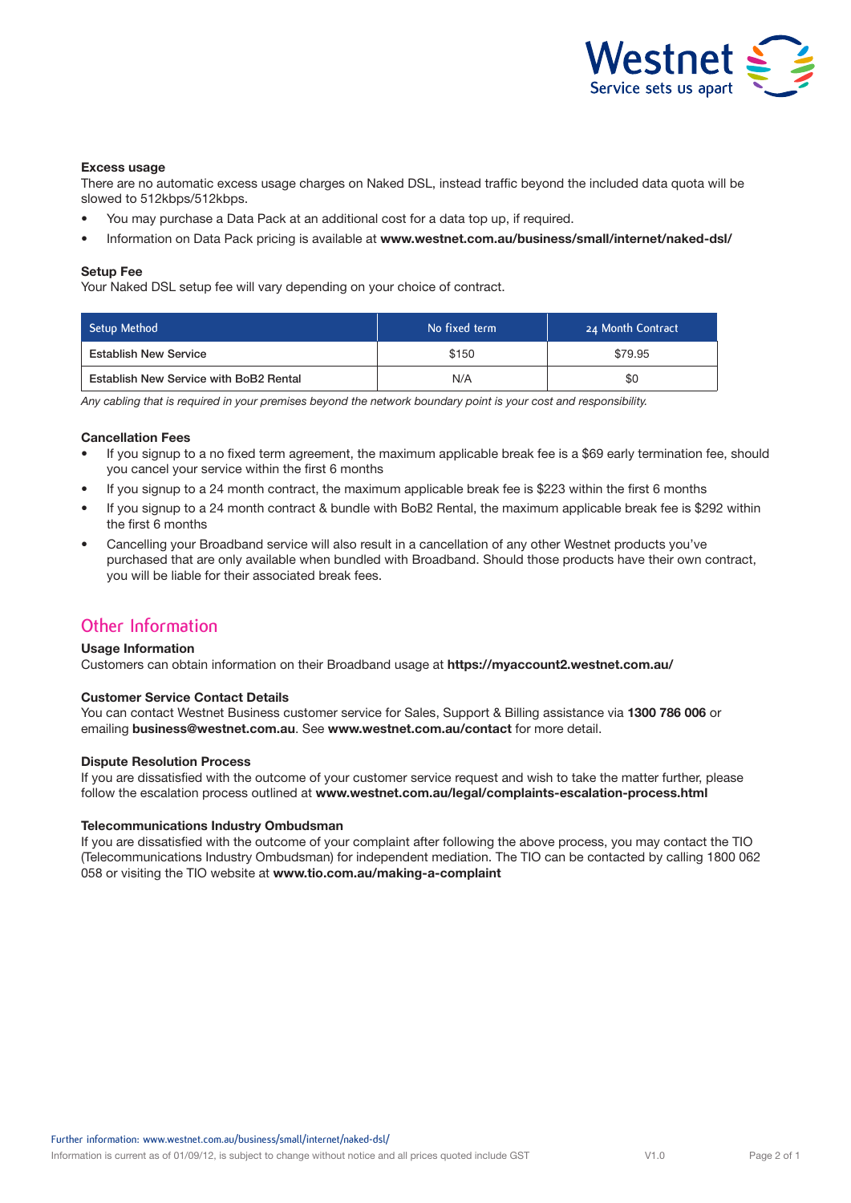**Excess usage**

There are no automatic excess usage charges on Naked DSL, instead traffic beyond the included data quota will be slowed to 512kbps/512kbps.

- You may purchase a Data Pack at an additional cost for a data top up, if required.
- Information on Data Pack pricing is available at **www.westnet.com.au/business/small/internet/naked-dsl/**

**Setup Fee**

Your Naked DSL setup fee will vary depending on your choice of contract.

| Setup Method | No fixed term | 24 Month Contract |
|---|---|---|
| Establish New Service | $150 | $79.95 |
| Establish New Service with BoB2 Rental | N/A | $0 |

*Any cabling that is required in your premises beyond the network boundary point is your cost and responsibility.*

**Cancellation Fees**

- If you signup to a no fixed term agreement, the maximum applicable break fee is a $69 early termination fee, should you cancel your service within the first 6 months
- If you signup to a 24 month contract, the maximum applicable break fee is $223 within the first 6 months
- If you signup to a 24 month contract & bundle with BoB2 Rental, the maximum applicable break fee is $292 within the first 6 months
- Cancelling your Broadband service will also result in a cancellation of any other Westnet products you've purchased that are only available when bundled with Broadband. Should those products have their own contract, you will be liable for their associated break fees.

## Other Information

**Usage Information**

Customers can obtain information on their Broadband usage at **https://myaccount2.westnet.com.au/**

**Customer Service Contact Details**

You can contact Westnet Business customer service for Sales, Support & Billing assistance via **1300 786 006** or emailing **business@westnet.com.au**. See **www.westnet.com.au/contact** for more detail.

**Dispute Resolution Process**

If you are dissatisfied with the outcome of your customer service request and wish to take the matter further, please follow the escalation process outlined at **www.westnet.com.au/legal/complaints-escalation-process.html**

**Telecommunications Industry Ombudsman**

If you are dissatisfied with the outcome of your complaint after following the above process, you may contact the TIO (Telecommunications Industry Ombudsman) for independent mediation. The TIO can be contacted by calling 1800 062 058 or visiting the TIO website at **www.tio.com.au/making-a-complaint**

Further information: www.westnet.com.au/business/small/internet/naked-dsl/

Information is current as of 01/09/12, is subject to change without notice and all prices quoted include GST